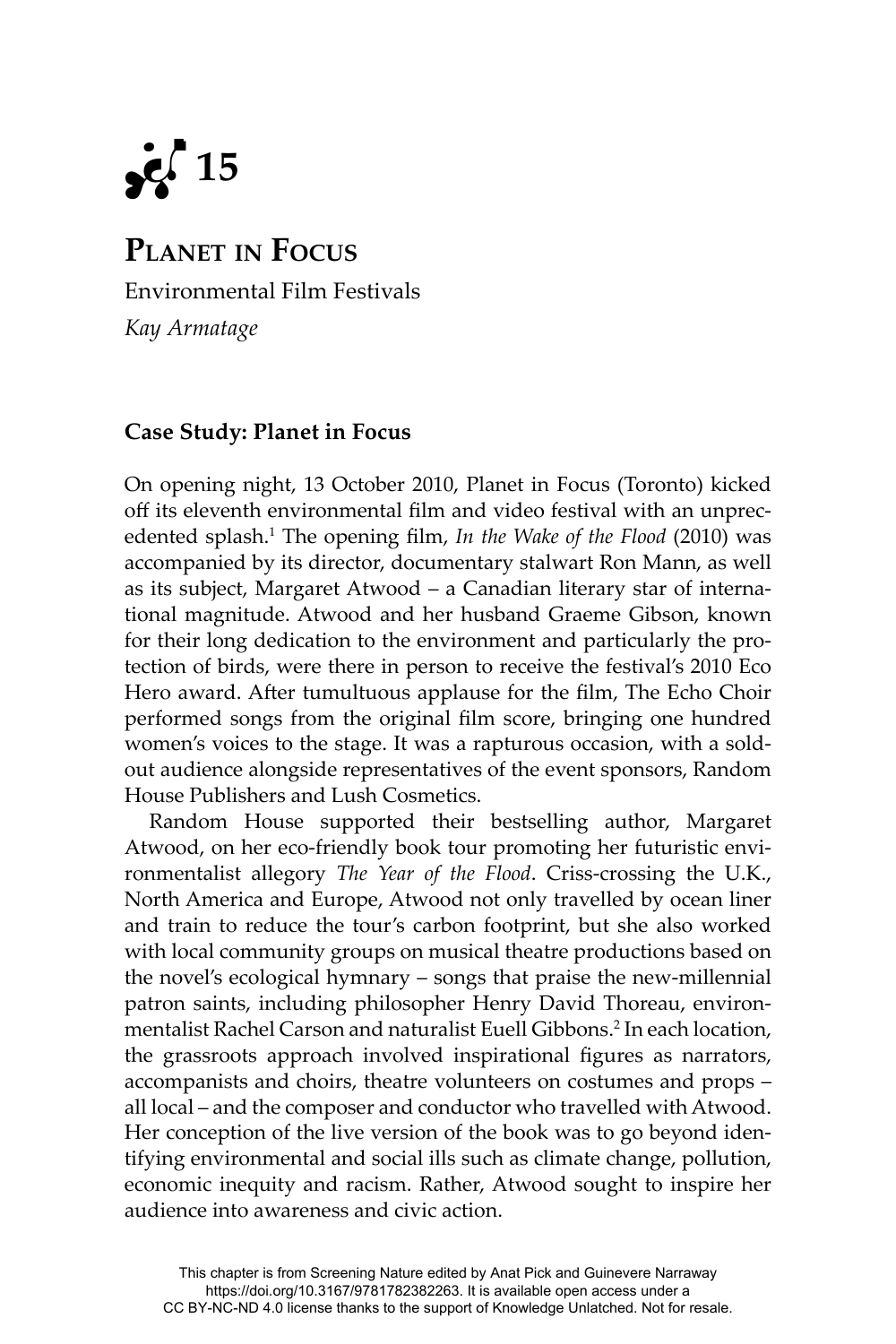# 15

## Planet in Focus

Environmental Film Festivals

*Kay Armatage*

### Case Study: Planet in Focus

On opening night, 13 October 2010, Planet in Focus (Toronto) kicked off its eleventh environmental film and video festival with an unprecedented splash.[1] The opening film, *In the Wake of the Flood* (2010) was accompanied by its director, documentary stalwart Ron Mann, as well as its subject, Margaret Atwood – a Canadian literary star of international magnitude. Atwood and her husband Graeme Gibson, known for their long dedication to the environment and particularly the protection of birds, were there in person to receive the festival's 2010 Eco Hero award. After tumultuous applause for the film, The Echo Choir performed songs from the original film score, bringing one hundred women's voices to the stage. It was a rapturous occasion, with a sold-out audience alongside representatives of the event sponsors, Random House Publishers and Lush Cosmetics.

Random House supported their bestselling author, Margaret Atwood, on her eco-friendly book tour promoting her futuristic environmentalist allegory *The Year of the Flood*. Criss-crossing the U.K., North America and Europe, Atwood not only travelled by ocean liner and train to reduce the tour's carbon footprint, but she also worked with local community groups on musical theatre productions based on the novel's ecological hymnary – songs that praise the new-millennial patron saints, including philosopher Henry David Thoreau, environmentalist Rachel Carson and naturalist Euell Gibbons.[2] In each location, the grassroots approach involved inspirational figures as narrators, accompanists and choirs, theatre volunteers on costumes and props – all local – and the composer and conductor who travelled with Atwood. Her conception of the live version of the book was to go beyond identifying environmental and social ills such as climate change, pollution, economic inequity and racism. Rather, Atwood sought to inspire her audience into awareness and civic action.

This chapter is from Screening Nature edited by Anat Pick and Guinevere Narraway https://doi.org/10.3167/9781782382263. It is available open access under a CC BY-NC-ND 4.0 license thanks to the support of Knowledge Unlatched. Not for resale.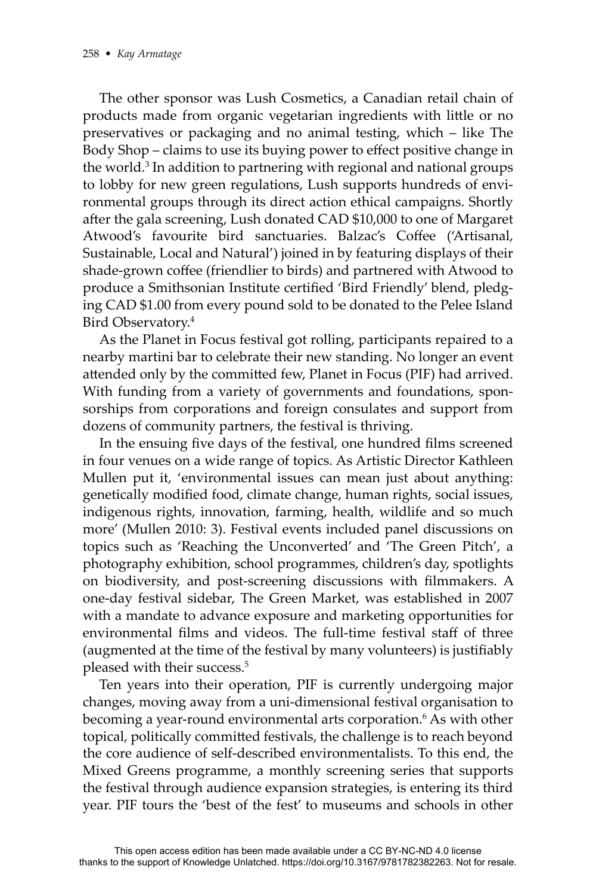The other sponsor was Lush Cosmetics, a Canadian retail chain of products made from organic vegetarian ingredients with little or no preservatives or packaging and no animal testing, which – like The Body Shop – claims to use its buying power to effect positive change in the world.[3] In addition to partnering with regional and national groups to lobby for new green regulations, Lush supports hundreds of environmental groups through its direct action ethical campaigns. Shortly after the gala screening, Lush donated CAD $10,000 to one of Margaret Atwood's favourite bird sanctuaries. Balzac's Coffee ('Artisanal, Sustainable, Local and Natural') joined in by featuring displays of their shade-grown coffee (friendlier to birds) and partnered with Atwood to produce a Smithsonian Institute certified 'Bird Friendly' blend, pledging CAD $1.00 from every pound sold to be donated to the Pelee Island Bird Observatory.[4]

As the Planet in Focus festival got rolling, participants repaired to a nearby martini bar to celebrate their new standing. No longer an event attended only by the committed few, Planet in Focus (PIF) had arrived. With funding from a variety of governments and foundations, sponsorships from corporations and foreign consulates and support from dozens of community partners, the festival is thriving.

In the ensuing five days of the festival, one hundred films screened in four venues on a wide range of topics. As Artistic Director Kathleen Mullen put it, 'environmental issues can mean just about anything: genetically modified food, climate change, human rights, social issues, indigenous rights, innovation, farming, health, wildlife and so much more' (Mullen 2010: 3). Festival events included panel discussions on topics such as 'Reaching the Unconverted' and 'The Green Pitch', a photography exhibition, school programmes, children's day, spotlights on biodiversity, and post-screening discussions with filmmakers. A one-day festival sidebar, The Green Market, was established in 2007 with a mandate to advance exposure and marketing opportunities for environmental films and videos. The full-time festival staff of three (augmented at the time of the festival by many volunteers) is justifiably pleased with their success.[5]

Ten years into their operation, PIF is currently undergoing major changes, moving away from a uni-dimensional festival organisation to becoming a year-round environmental arts corporation.[6] As with other topical, politically committed festivals, the challenge is to reach beyond the core audience of self-described environmentalists. To this end, the Mixed Greens programme, a monthly screening series that supports the festival through audience expansion strategies, is entering its third year. PIF tours the 'best of the fest' to museums and schools in other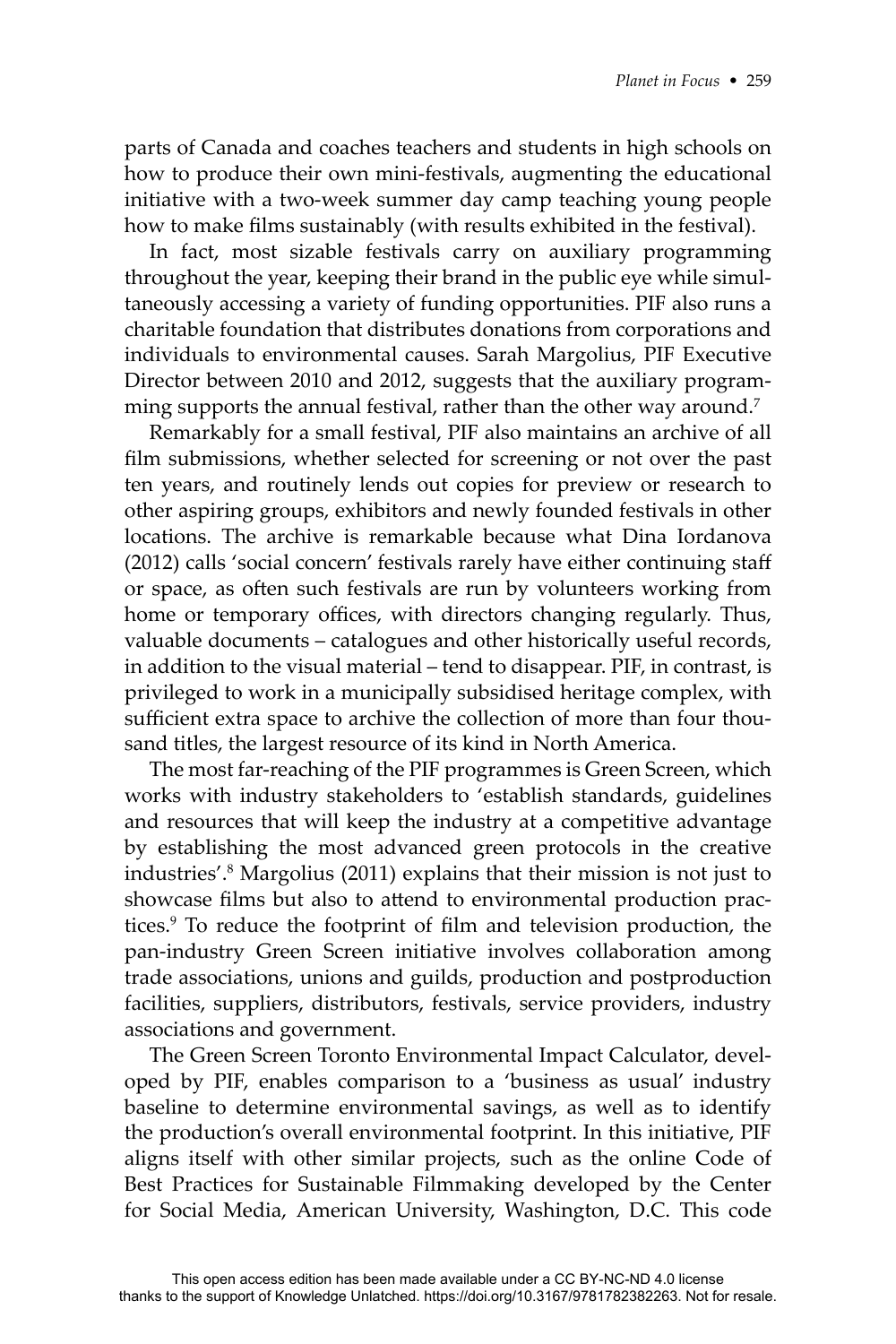parts of Canada and coaches teachers and students in high schools on how to produce their own mini-festivals, augmenting the educational initiative with a two-week summer day camp teaching young people how to make films sustainably (with results exhibited in the festival).

In fact, most sizable festivals carry on auxiliary programming throughout the year, keeping their brand in the public eye while simultaneously accessing a variety of funding opportunities. PIF also runs a charitable foundation that distributes donations from corporations and individuals to environmental causes. Sarah Margolius, PIF Executive Director between 2010 and 2012, suggests that the auxiliary programming supports the annual festival, rather than the other way around.[7]

Remarkably for a small festival, PIF also maintains an archive of all film submissions, whether selected for screening or not over the past ten years, and routinely lends out copies for preview or research to other aspiring groups, exhibitors and newly founded festivals in other locations. The archive is remarkable because what Dina Iordanova (2012) calls 'social concern' festivals rarely have either continuing staff or space, as often such festivals are run by volunteers working from home or temporary offices, with directors changing regularly. Thus, valuable documents – catalogues and other historically useful records, in addition to the visual material – tend to disappear. PIF, in contrast, is privileged to work in a municipally subsidised heritage complex, with sufficient extra space to archive the collection of more than four thousand titles, the largest resource of its kind in North America.

The most far-reaching of the PIF programmes is Green Screen, which works with industry stakeholders to 'establish standards, guidelines and resources that will keep the industry at a competitive advantage by establishing the most advanced green protocols in the creative industries'.[8] Margolius (2011) explains that their mission is not just to showcase films but also to attend to environmental production practices.[9] To reduce the footprint of film and television production, the pan-industry Green Screen initiative involves collaboration among trade associations, unions and guilds, production and postproduction facilities, suppliers, distributors, festivals, service providers, industry associations and government.

The Green Screen Toronto Environmental Impact Calculator, developed by PIF, enables comparison to a 'business as usual' industry baseline to determine environmental savings, as well as to identify the production's overall environmental footprint. In this initiative, PIF aligns itself with other similar projects, such as the online Code of Best Practices for Sustainable Filmmaking developed by the Center for Social Media, American University, Washington, D.C. This code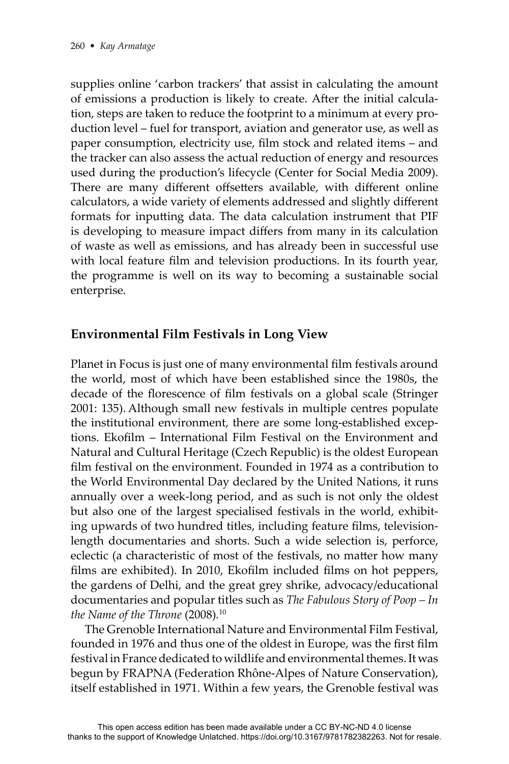supplies online 'carbon trackers' that assist in calculating the amount of emissions a production is likely to create. After the initial calculation, steps are taken to reduce the footprint to a minimum at every production level – fuel for transport, aviation and generator use, as well as paper consumption, electricity use, film stock and related items – and the tracker can also assess the actual reduction of energy and resources used during the production's lifecycle (Center for Social Media 2009). There are many different offsetters available, with different online calculators, a wide variety of elements addressed and slightly different formats for inputting data. The data calculation instrument that PIF is developing to measure impact differs from many in its calculation of waste as well as emissions, and has already been in successful use with local feature film and television productions. In its fourth year, the programme is well on its way to becoming a sustainable social enterprise.

## Environmental Film Festivals in Long View

Planet in Focus is just one of many environmental film festivals around the world, most of which have been established since the 1980s, the decade of the florescence of film festivals on a global scale (Stringer 2001: 135). Although small new festivals in multiple centres populate the institutional environment, there are some long-established exceptions. Ekofilm – International Film Festival on the Environment and Natural and Cultural Heritage (Czech Republic) is the oldest European film festival on the environment. Founded in 1974 as a contribution to the World Environmental Day declared by the United Nations, it runs annually over a week-long period, and as such is not only the oldest but also one of the largest specialised festivals in the world, exhibiting upwards of two hundred titles, including feature films, television-length documentaries and shorts. Such a wide selection is, perforce, eclectic (a characteristic of most of the festivals, no matter how many films are exhibited). In 2010, Ekofilm included films on hot peppers, the gardens of Delhi, and the great grey shrike, advocacy/educational documentaries and popular titles such as *The Fabulous Story of Poop – In the Name of the Throne* (2008).[10]

The Grenoble International Nature and Environmental Film Festival, founded in 1976 and thus one of the oldest in Europe, was the first film festival in France dedicated to wildlife and environmental themes. It was begun by FRAPNA (Federation Rhône-Alpes of Nature Conservation), itself established in 1971. Within a few years, the Grenoble festival was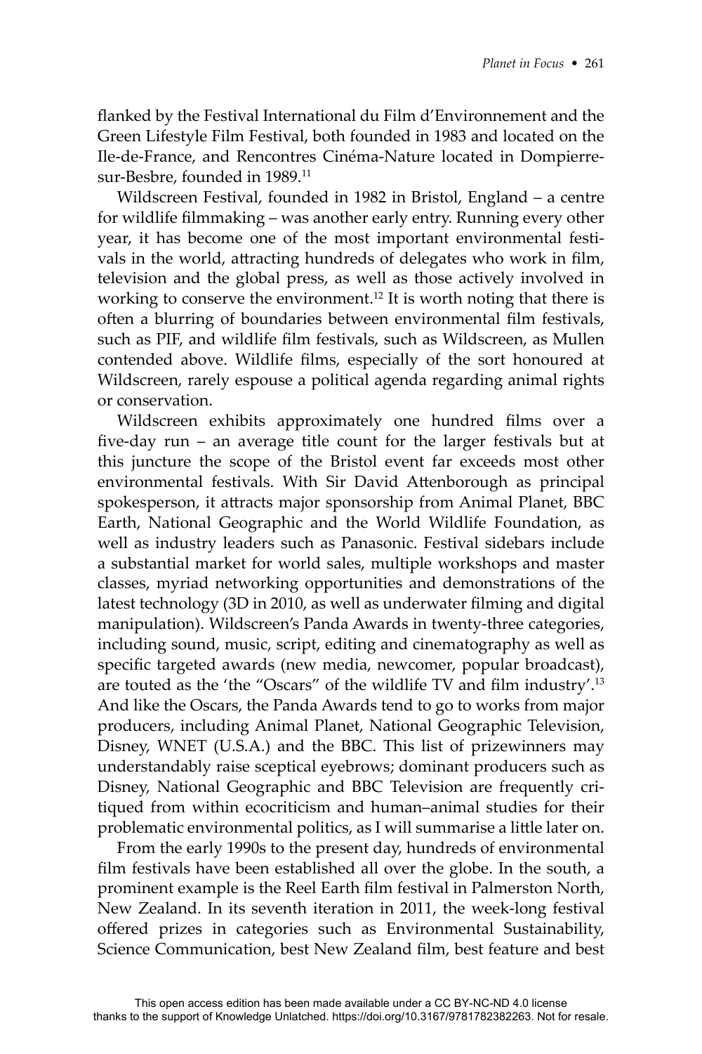flanked by the Festival International du Film d'Environnement and the Green Lifestyle Film Festival, both founded in 1983 and located on the Ile-de-France, and Rencontres Cinéma-Nature located in Dompierre-sur-Besbre, founded in 1989.[11]

Wildscreen Festival, founded in 1982 in Bristol, England – a centre for wildlife filmmaking – was another early entry. Running every other year, it has become one of the most important environmental festivals in the world, attracting hundreds of delegates who work in film, television and the global press, as well as those actively involved in working to conserve the environment.[12] It is worth noting that there is often a blurring of boundaries between environmental film festivals, such as PIF, and wildlife film festivals, such as Wildscreen, as Mullen contended above. Wildlife films, especially of the sort honoured at Wildscreen, rarely espouse a political agenda regarding animal rights or conservation.

Wildscreen exhibits approximately one hundred films over a five-day run – an average title count for the larger festivals but at this juncture the scope of the Bristol event far exceeds most other environmental festivals. With Sir David Attenborough as principal spokesperson, it attracts major sponsorship from Animal Planet, BBC Earth, National Geographic and the World Wildlife Foundation, as well as industry leaders such as Panasonic. Festival sidebars include a substantial market for world sales, multiple workshops and master classes, myriad networking opportunities and demonstrations of the latest technology (3D in 2010, as well as underwater filming and digital manipulation). Wildscreen's Panda Awards in twenty-three categories, including sound, music, script, editing and cinematography as well as specific targeted awards (new media, newcomer, popular broadcast), are touted as the 'the "Oscars" of the wildlife TV and film industry'.[13] And like the Oscars, the Panda Awards tend to go to works from major producers, including Animal Planet, National Geographic Television, Disney, WNET (U.S.A.) and the BBC. This list of prizewinners may understandably raise sceptical eyebrows; dominant producers such as Disney, National Geographic and BBC Television are frequently critiqued from within ecocriticism and human–animal studies for their problematic environmental politics, as I will summarise a little later on.

From the early 1990s to the present day, hundreds of environmental film festivals have been established all over the globe. In the south, a prominent example is the Reel Earth film festival in Palmerston North, New Zealand. In its seventh iteration in 2011, the week-long festival offered prizes in categories such as Environmental Sustainability, Science Communication, best New Zealand film, best feature and best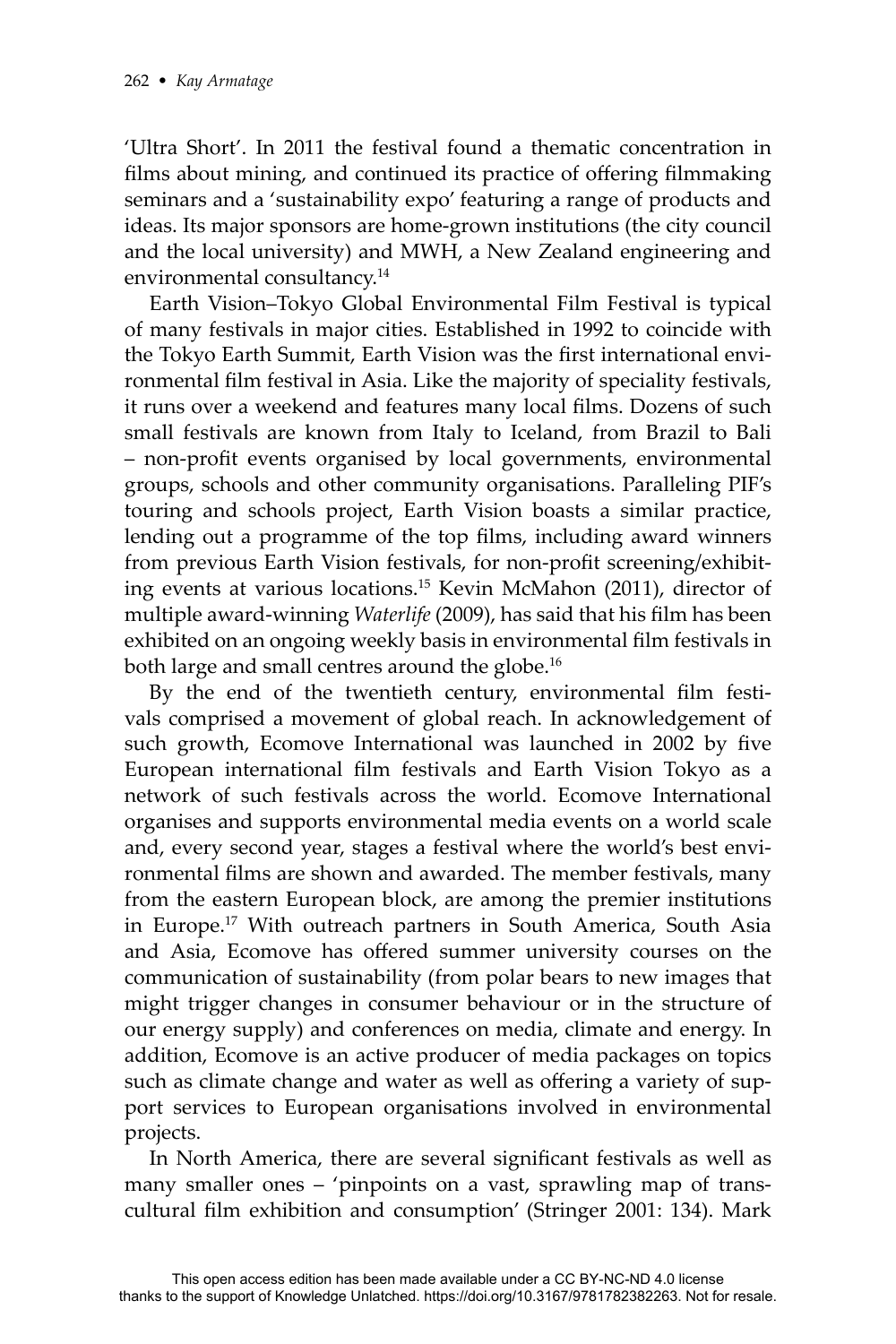'Ultra Short'. In 2011 the festival found a thematic concentration in films about mining, and continued its practice of offering filmmaking seminars and a 'sustainability expo' featuring a range of products and ideas. Its major sponsors are home-grown institutions (the city council and the local university) and MWH, a New Zealand engineering and environmental consultancy.[14]

Earth Vision–Tokyo Global Environmental Film Festival is typical of many festivals in major cities. Established in 1992 to coincide with the Tokyo Earth Summit, Earth Vision was the first international environmental film festival in Asia. Like the majority of speciality festivals, it runs over a weekend and features many local films. Dozens of such small festivals are known from Italy to Iceland, from Brazil to Bali – non-profit events organised by local governments, environmental groups, schools and other community organisations. Paralleling PIF's touring and schools project, Earth Vision boasts a similar practice, lending out a programme of the top films, including award winners from previous Earth Vision festivals, for non-profit screening/exhibiting events at various locations.[15] Kevin McMahon (2011), director of multiple award-winning *Waterlife* (2009), has said that his film has been exhibited on an ongoing weekly basis in environmental film festivals in both large and small centres around the globe.[16]

By the end of the twentieth century, environmental film festivals comprised a movement of global reach. In acknowledgement of such growth, Ecomove International was launched in 2002 by five European international film festivals and Earth Vision Tokyo as a network of such festivals across the world. Ecomove International organises and supports environmental media events on a world scale and, every second year, stages a festival where the world's best environmental films are shown and awarded. The member festivals, many from the eastern European block, are among the premier institutions in Europe.[17] With outreach partners in South America, South Asia and Asia, Ecomove has offered summer university courses on the communication of sustainability (from polar bears to new images that might trigger changes in consumer behaviour or in the structure of our energy supply) and conferences on media, climate and energy. In addition, Ecomove is an active producer of media packages on topics such as climate change and water as well as offering a variety of support services to European organisations involved in environmental projects.

In North America, there are several significant festivals as well as many smaller ones – 'pinpoints on a vast, sprawling map of transcultural film exhibition and consumption' (Stringer 2001: 134). Mark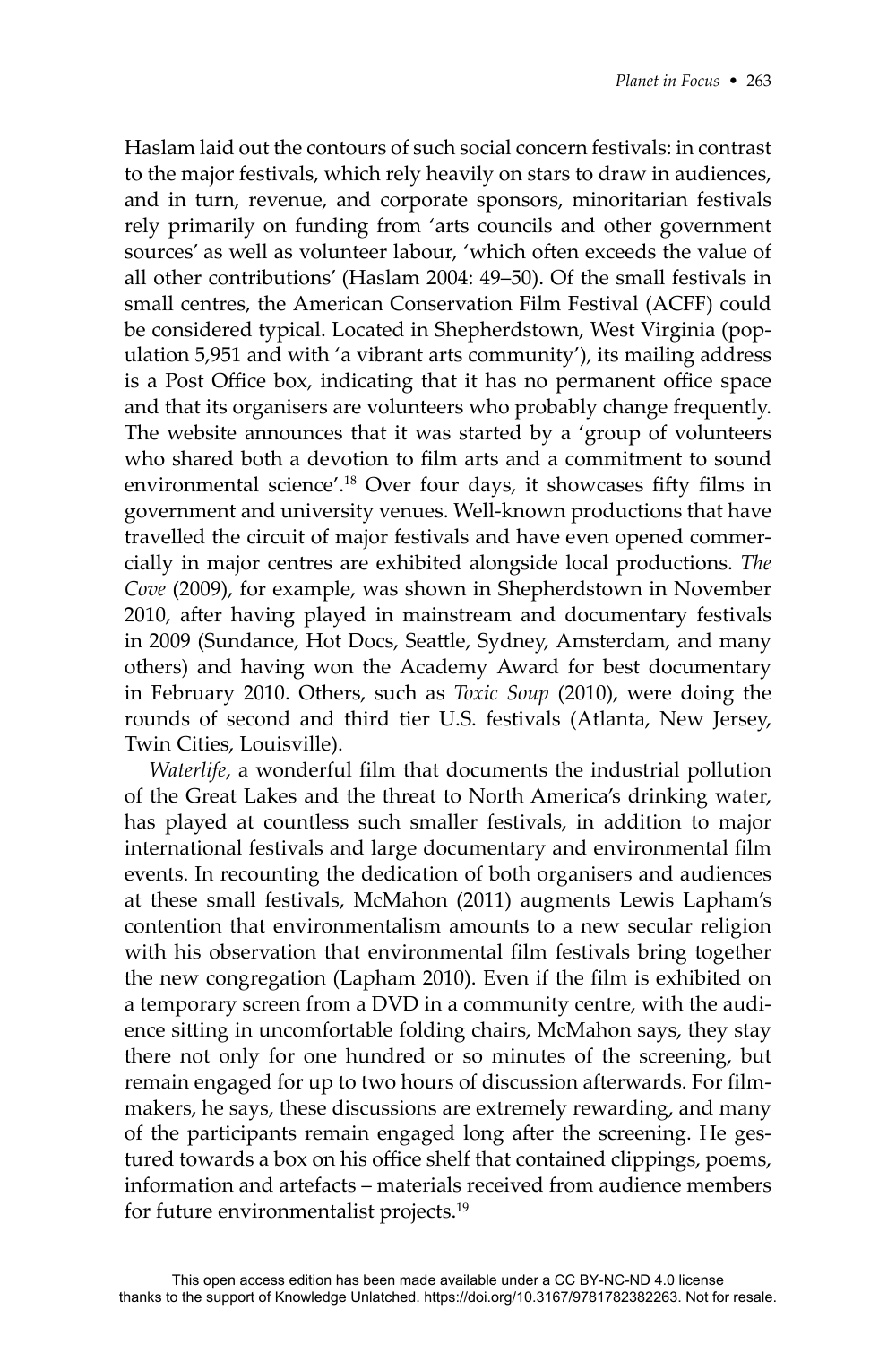Haslam laid out the contours of such social concern festivals: in contrast to the major festivals, which rely heavily on stars to draw in audiences, and in turn, revenue, and corporate sponsors, minoritarian festivals rely primarily on funding from 'arts councils and other government sources' as well as volunteer labour, 'which often exceeds the value of all other contributions' (Haslam 2004: 49–50). Of the small festivals in small centres, the American Conservation Film Festival (ACFF) could be considered typical. Located in Shepherdstown, West Virginia (population 5,951 and with 'a vibrant arts community'), its mailing address is a Post Office box, indicating that it has no permanent office space and that its organisers are volunteers who probably change frequently. The website announces that it was started by a 'group of volunteers who shared both a devotion to film arts and a commitment to sound environmental science'.[18] Over four days, it showcases fifty films in government and university venues. Well-known productions that have travelled the circuit of major festivals and have even opened commercially in major centres are exhibited alongside local productions. *The Cove* (2009), for example, was shown in Shepherdstown in November 2010, after having played in mainstream and documentary festivals in 2009 (Sundance, Hot Docs, Seattle, Sydney, Amsterdam, and many others) and having won the Academy Award for best documentary in February 2010. Others, such as *Toxic Soup* (2010), were doing the rounds of second and third tier U.S. festivals (Atlanta, New Jersey, Twin Cities, Louisville).

*Waterlife*, a wonderful film that documents the industrial pollution of the Great Lakes and the threat to North America's drinking water, has played at countless such smaller festivals, in addition to major international festivals and large documentary and environmental film events. In recounting the dedication of both organisers and audiences at these small festivals, McMahon (2011) augments Lewis Lapham's contention that environmentalism amounts to a new secular religion with his observation that environmental film festivals bring together the new congregation (Lapham 2010). Even if the film is exhibited on a temporary screen from a DVD in a community centre, with the audience sitting in uncomfortable folding chairs, McMahon says, they stay there not only for one hundred or so minutes of the screening, but remain engaged for up to two hours of discussion afterwards. For filmmakers, he says, these discussions are extremely rewarding, and many of the participants remain engaged long after the screening. He gestured towards a box on his office shelf that contained clippings, poems, information and artefacts – materials received from audience members for future environmentalist projects.[19]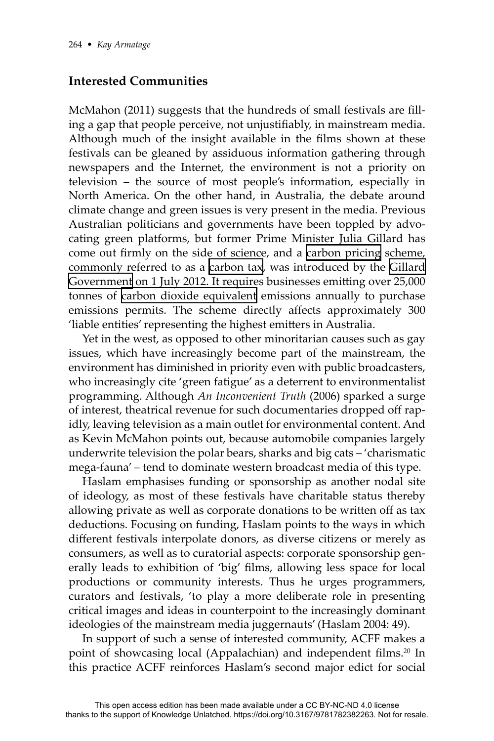## Interested Communities

McMahon (2011) suggests that the hundreds of small festivals are filling a gap that people perceive, not unjustifiably, in mainstream media. Although much of the insight available in the films shown at these festivals can be gleaned by assiduous information gathering through newspapers and the Internet, the environment is not a priority on television – the source of most people's information, especially in North America. On the other hand, in Australia, the debate around climate change and green issues is very present in the media. Previous Australian politicians and governments have been toppled by advocating green platforms, but former Prime Minister Julia Gillard has come out firmly on the side of science, and a carbon pricing scheme, commonly referred to as a carbon tax, was introduced by the Gillard Government on 1 July 2012. It requires businesses emitting over 25,000 tonnes of carbon dioxide equivalent emissions annually to purchase emissions permits. The scheme directly affects approximately 300 'liable entities' representing the highest emitters in Australia.

Yet in the west, as opposed to other minoritarian causes such as gay issues, which have increasingly become part of the mainstream, the environment has diminished in priority even with public broadcasters, who increasingly cite 'green fatigue' as a deterrent to environmentalist programming. Although *An Inconvenient Truth* (2006) sparked a surge of interest, theatrical revenue for such documentaries dropped off rapidly, leaving television as a main outlet for environmental content. And as Kevin McMahon points out, because automobile companies largely underwrite television the polar bears, sharks and big cats – 'charismatic mega-fauna' – tend to dominate western broadcast media of this type.

Haslam emphasises funding or sponsorship as another nodal site of ideology, as most of these festivals have charitable status thereby allowing private as well as corporate donations to be written off as tax deductions. Focusing on funding, Haslam points to the ways in which different festivals interpolate donors, as diverse citizens or merely as consumers, as well as to curatorial aspects: corporate sponsorship generally leads to exhibition of 'big' films, allowing less space for local productions or community interests. Thus he urges programmers, curators and festivals, 'to play a more deliberate role in presenting critical images and ideas in counterpoint to the increasingly dominant ideologies of the mainstream media juggernauts' (Haslam 2004: 49).

In support of such a sense of interested community, ACFF makes a point of showcasing local (Appalachian) and independent films.[20] In this practice ACFF reinforces Haslam's second major edict for social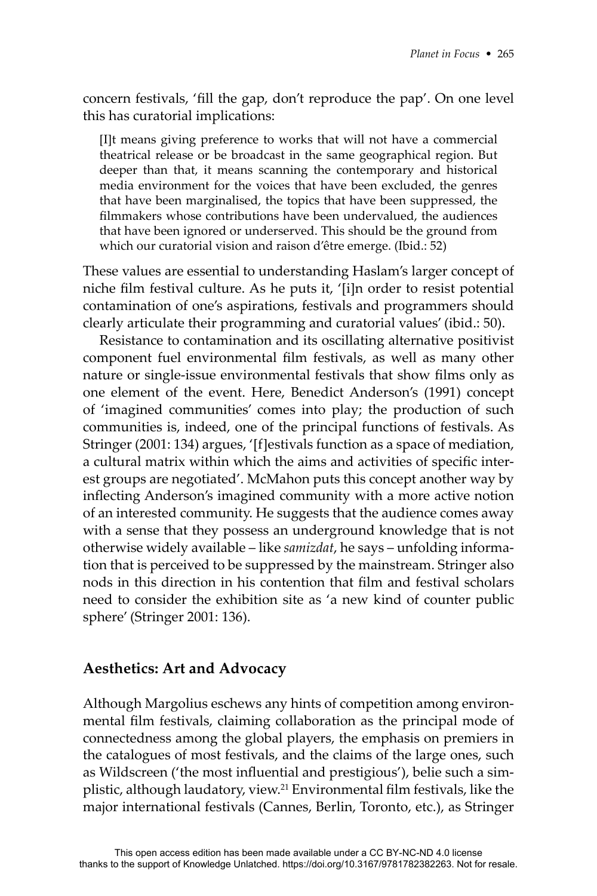concern festivals, 'fill the gap, don't reproduce the pap'. On one level this has curatorial implications:

> [I]t means giving preference to works that will not have a commercial theatrical release or be broadcast in the same geographical region. But deeper than that, it means scanning the contemporary and historical media environment for the voices that have been excluded, the genres that have been marginalised, the topics that have been suppressed, the filmmakers whose contributions have been undervalued, the audiences that have been ignored or underserved. This should be the ground from which our curatorial vision and raison d'être emerge. (Ibid.: 52)

These values are essential to understanding Haslam's larger concept of niche film festival culture. As he puts it, '[i]n order to resist potential contamination of one's aspirations, festivals and programmers should clearly articulate their programming and curatorial values' (ibid.: 50).

Resistance to contamination and its oscillating alternative positivist component fuel environmental film festivals, as well as many other nature or single-issue environmental festivals that show films only as one element of the event. Here, Benedict Anderson's (1991) concept of 'imagined communities' comes into play; the production of such communities is, indeed, one of the principal functions of festivals. As Stringer (2001: 134) argues, '[f]estivals function as a space of mediation, a cultural matrix within which the aims and activities of specific interest groups are negotiated'. McMahon puts this concept another way by inflecting Anderson's imagined community with a more active notion of an interested community. He suggests that the audience comes away with a sense that they possess an underground knowledge that is not otherwise widely available – like *samizdat*, he says – unfolding information that is perceived to be suppressed by the mainstream. Stringer also nods in this direction in his contention that film and festival scholars need to consider the exhibition site as 'a new kind of counter public sphere' (Stringer 2001: 136).

## Aesthetics: Art and Advocacy

Although Margolius eschews any hints of competition among environmental film festivals, claiming collaboration as the principal mode of connectedness among the global players, the emphasis on premiers in the catalogues of most festivals, and the claims of the large ones, such as Wildscreen ('the most influential and prestigious'), belie such a simplistic, although laudatory, view.[21] Environmental film festivals, like the major international festivals (Cannes, Berlin, Toronto, etc.), as Stringer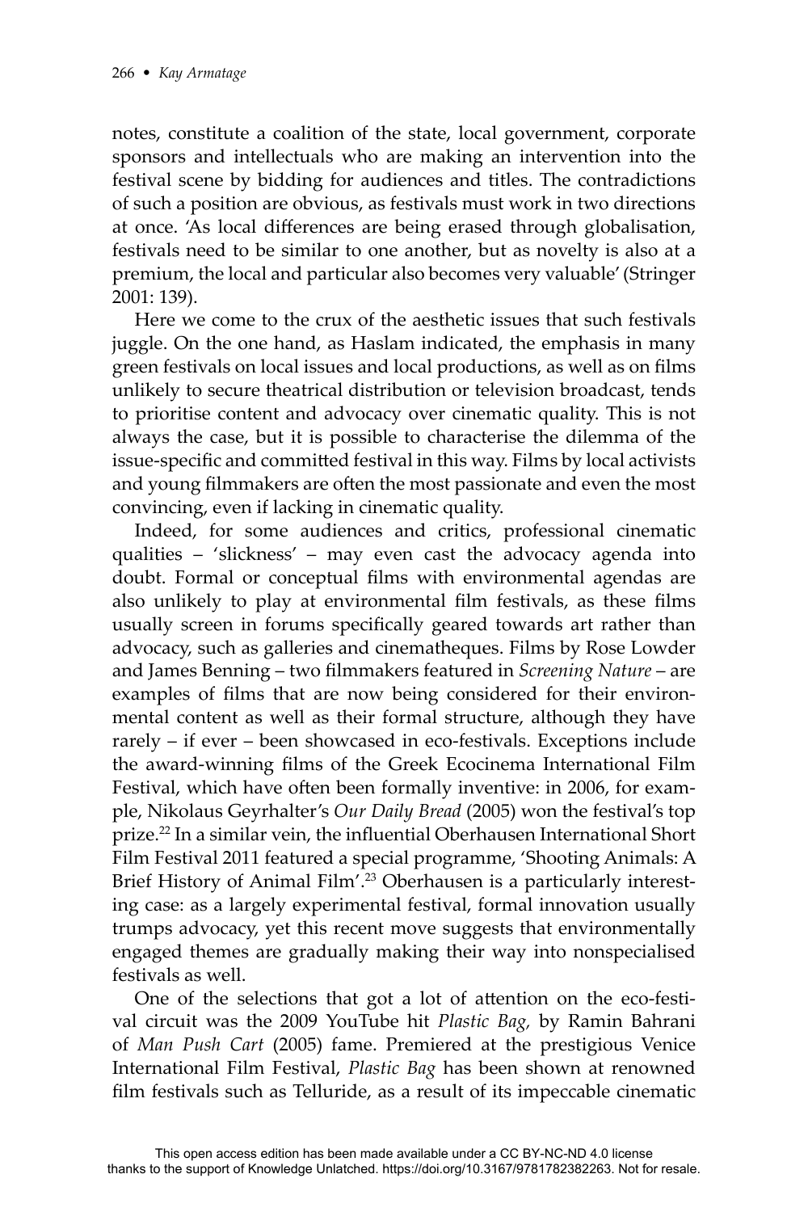notes, constitute a coalition of the state, local government, corporate sponsors and intellectuals who are making an intervention into the festival scene by bidding for audiences and titles. The contradictions of such a position are obvious, as festivals must work in two directions at once. 'As local differences are being erased through globalisation, festivals need to be similar to one another, but as novelty is also at a premium, the local and particular also becomes very valuable' (Stringer 2001: 139).

Here we come to the crux of the aesthetic issues that such festivals juggle. On the one hand, as Haslam indicated, the emphasis in many green festivals on local issues and local productions, as well as on films unlikely to secure theatrical distribution or television broadcast, tends to prioritise content and advocacy over cinematic quality. This is not always the case, but it is possible to characterise the dilemma of the issue-specific and committed festival in this way. Films by local activists and young filmmakers are often the most passionate and even the most convincing, even if lacking in cinematic quality.

Indeed, for some audiences and critics, professional cinematic qualities – 'slickness' – may even cast the advocacy agenda into doubt. Formal or conceptual films with environmental agendas are also unlikely to play at environmental film festivals, as these films usually screen in forums specifically geared towards art rather than advocacy, such as galleries and cinematheques. Films by Rose Lowder and James Benning – two filmmakers featured in *Screening Nature* – are examples of films that are now being considered for their environmental content as well as their formal structure, although they have rarely – if ever – been showcased in eco-festivals. Exceptions include the award-winning films of the Greek Ecocinema International Film Festival, which have often been formally inventive: in 2006, for example, Nikolaus Geyrhalter's *Our Daily Bread* (2005) won the festival's top prize.[22] In a similar vein, the influential Oberhausen International Short Film Festival 2011 featured a special programme, 'Shooting Animals: A Brief History of Animal Film'.[23] Oberhausen is a particularly interesting case: as a largely experimental festival, formal innovation usually trumps advocacy, yet this recent move suggests that environmentally engaged themes are gradually making their way into nonspecialised festivals as well.

One of the selections that got a lot of attention on the eco-festival circuit was the 2009 YouTube hit *Plastic Bag,* by Ramin Bahrani of *Man Push Cart* (2005) fame. Premiered at the prestigious Venice International Film Festival, *Plastic Bag* has been shown at renowned film festivals such as Telluride, as a result of its impeccable cinematic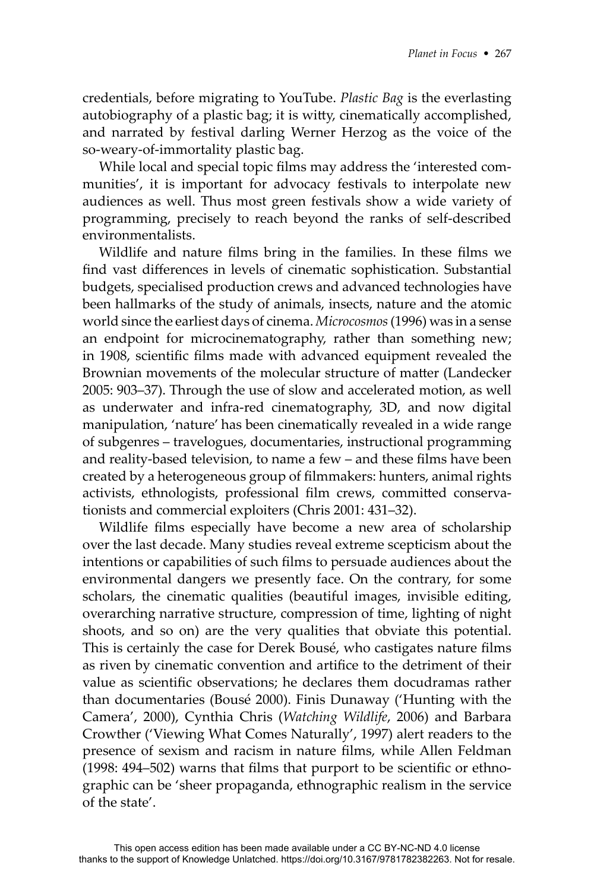credentials, before migrating to YouTube. *Plastic Bag* is the everlasting autobiography of a plastic bag; it is witty, cinematically accomplished, and narrated by festival darling Werner Herzog as the voice of the so-weary-of-immortality plastic bag.

While local and special topic films may address the 'interested communities', it is important for advocacy festivals to interpolate new audiences as well. Thus most green festivals show a wide variety of programming, precisely to reach beyond the ranks of self-described environmentalists.

Wildlife and nature films bring in the families. In these films we find vast differences in levels of cinematic sophistication. Substantial budgets, specialised production crews and advanced technologies have been hallmarks of the study of animals, insects, nature and the atomic world since the earliest days of cinema. *Microcosmos* (1996) was in a sense an endpoint for microcinematography, rather than something new; in 1908, scientific films made with advanced equipment revealed the Brownian movements of the molecular structure of matter (Landecker 2005: 903–37). Through the use of slow and accelerated motion, as well as underwater and infra-red cinematography, 3D, and now digital manipulation, 'nature' has been cinematically revealed in a wide range of subgenres – travelogues, documentaries, instructional programming and reality-based television, to name a few – and these films have been created by a heterogeneous group of filmmakers: hunters, animal rights activists, ethnologists, professional film crews, committed conservationists and commercial exploiters (Chris 2001: 431–32).

Wildlife films especially have become a new area of scholarship over the last decade. Many studies reveal extreme scepticism about the intentions or capabilities of such films to persuade audiences about the environmental dangers we presently face. On the contrary, for some scholars, the cinematic qualities (beautiful images, invisible editing, overarching narrative structure, compression of time, lighting of night shoots, and so on) are the very qualities that obviate this potential. This is certainly the case for Derek Bousé, who castigates nature films as riven by cinematic convention and artifice to the detriment of their value as scientific observations; he declares them docudramas rather than documentaries (Bousé 2000). Finis Dunaway ('Hunting with the Camera', 2000), Cynthia Chris (*Watching Wildlife*, 2006) and Barbara Crowther ('Viewing What Comes Naturally', 1997) alert readers to the presence of sexism and racism in nature films, while Allen Feldman (1998: 494–502) warns that films that purport to be scientific or ethnographic can be 'sheer propaganda, ethnographic realism in the service of the state'.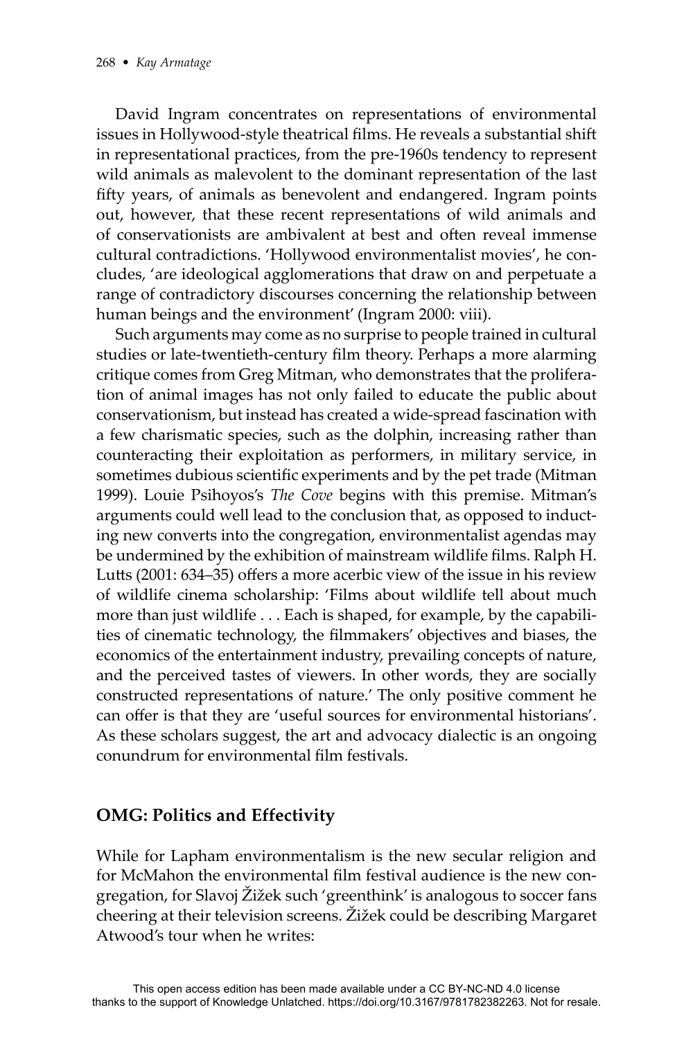David Ingram concentrates on representations of environmental issues in Hollywood-style theatrical films. He reveals a substantial shift in representational practices, from the pre-1960s tendency to represent wild animals as malevolent to the dominant representation of the last fifty years, of animals as benevolent and endangered. Ingram points out, however, that these recent representations of wild animals and of conservationists are ambivalent at best and often reveal immense cultural contradictions. 'Hollywood environmentalist movies', he concludes, 'are ideological agglomerations that draw on and perpetuate a range of contradictory discourses concerning the relationship between human beings and the environment' (Ingram 2000: viii).

Such arguments may come as no surprise to people trained in cultural studies or late-twentieth-century film theory. Perhaps a more alarming critique comes from Greg Mitman, who demonstrates that the proliferation of animal images has not only failed to educate the public about conservationism, but instead has created a wide-spread fascination with a few charismatic species, such as the dolphin, increasing rather than counteracting their exploitation as performers, in military service, in sometimes dubious scientific experiments and by the pet trade (Mitman 1999). Louie Psihoyos's *The Cove* begins with this premise. Mitman's arguments could well lead to the conclusion that, as opposed to inducting new converts into the congregation, environmentalist agendas may be undermined by the exhibition of mainstream wildlife films. Ralph H. Lutts (2001: 634–35) offers a more acerbic view of the issue in his review of wildlife cinema scholarship: 'Films about wildlife tell about much more than just wildlife . . . Each is shaped, for example, by the capabilities of cinematic technology, the filmmakers' objectives and biases, the economics of the entertainment industry, prevailing concepts of nature, and the perceived tastes of viewers. In other words, they are socially constructed representations of nature.' The only positive comment he can offer is that they are 'useful sources for environmental historians'. As these scholars suggest, the art and advocacy dialectic is an ongoing conundrum for environmental film festivals.

## OMG: Politics and Effectivity

While for Lapham environmentalism is the new secular religion and for McMahon the environmental film festival audience is the new congregation, for Slavoj Žižek such 'greenthink' is analogous to soccer fans cheering at their television screens. Žižek could be describing Margaret Atwood's tour when he writes: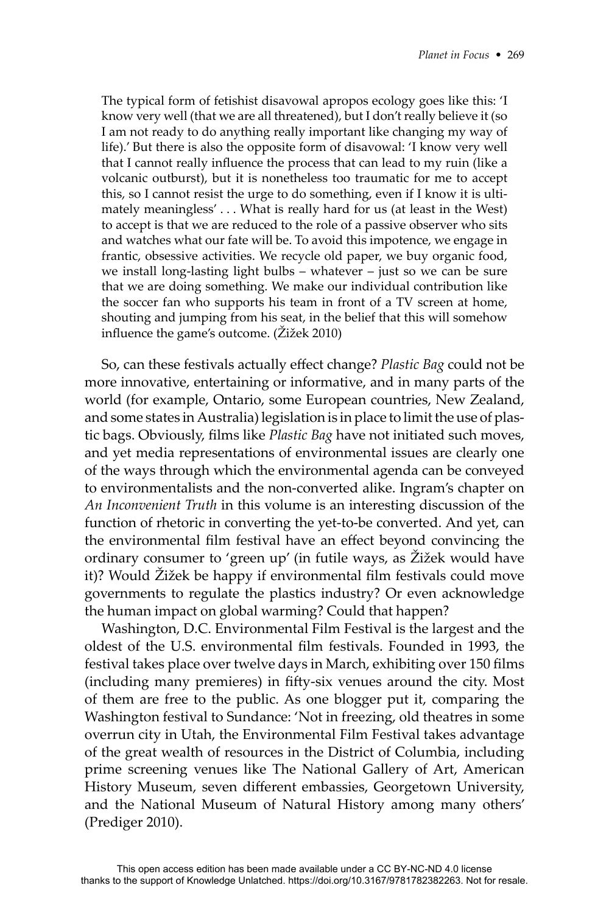> The typical form of fetishist disavowal apropos ecology goes like this: 'I know very well (that we are all threatened), but I don't really believe it (so I am not ready to do anything really important like changing my way of life).' But there is also the opposite form of disavowal: 'I know very well that I cannot really influence the process that can lead to my ruin (like a volcanic outburst), but it is nonetheless too traumatic for me to accept this, so I cannot resist the urge to do something, even if I know it is ultimately meaningless' . . . What is really hard for us (at least in the West) to accept is that we are reduced to the role of a passive observer who sits and watches what our fate will be. To avoid this impotence, we engage in frantic, obsessive activities. We recycle old paper, we buy organic food, we install long-lasting light bulbs – whatever – just so we can be sure that we are doing something. We make our individual contribution like the soccer fan who supports his team in front of a TV screen at home, shouting and jumping from his seat, in the belief that this will somehow influence the game's outcome. (Žižek 2010)

So, can these festivals actually effect change? *Plastic Bag* could not be more innovative, entertaining or informative, and in many parts of the world (for example, Ontario, some European countries, New Zealand, and some states in Australia) legislation is in place to limit the use of plastic bags. Obviously, films like *Plastic Bag* have not initiated such moves, and yet media representations of environmental issues are clearly one of the ways through which the environmental agenda can be conveyed to environmentalists and the non-converted alike. Ingram's chapter on *An Inconvenient Truth* in this volume is an interesting discussion of the function of rhetoric in converting the yet-to-be converted. And yet, can the environmental film festival have an effect beyond convincing the ordinary consumer to 'green up' (in futile ways, as Žižek would have it)? Would Žižek be happy if environmental film festivals could move governments to regulate the plastics industry? Or even acknowledge the human impact on global warming? Could that happen?

Washington, D.C. Environmental Film Festival is the largest and the oldest of the U.S. environmental film festivals. Founded in 1993, the festival takes place over twelve days in March, exhibiting over 150 films (including many premieres) in fifty-six venues around the city. Most of them are free to the public. As one blogger put it, comparing the Washington festival to Sundance: 'Not in freezing, old theatres in some overrun city in Utah, the Environmental Film Festival takes advantage of the great wealth of resources in the District of Columbia, including prime screening venues like The National Gallery of Art, American History Museum, seven different embassies, Georgetown University, and the National Museum of Natural History among many others' (Prediger 2010).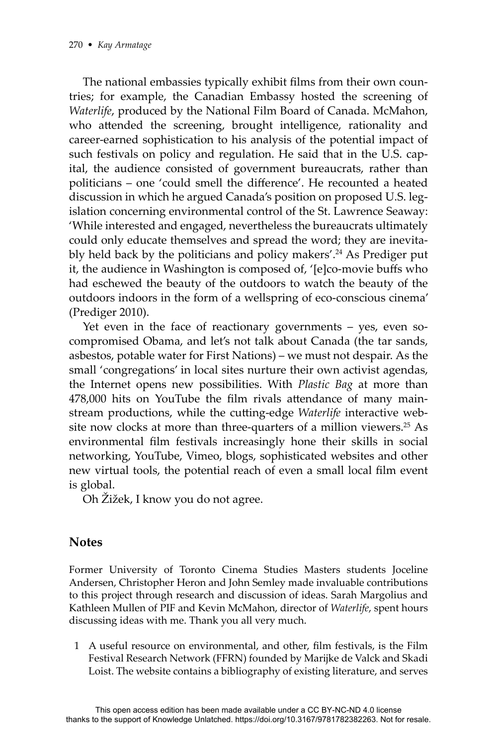The national embassies typically exhibit films from their own countries; for example, the Canadian Embassy hosted the screening of *Waterlife*, produced by the National Film Board of Canada. McMahon, who attended the screening, brought intelligence, rationality and career-earned sophistication to his analysis of the potential impact of such festivals on policy and regulation. He said that in the U.S. capital, the audience consisted of government bureaucrats, rather than politicians – one 'could smell the difference'. He recounted a heated discussion in which he argued Canada's position on proposed U.S. legislation concerning environmental control of the St. Lawrence Seaway: 'While interested and engaged, nevertheless the bureaucrats ultimately could only educate themselves and spread the word; they are inevitably held back by the politicians and policy makers'.[24] As Prediger put it, the audience in Washington is composed of, '[e]co-movie buffs who had eschewed the beauty of the outdoors to watch the beauty of the outdoors indoors in the form of a wellspring of eco-conscious cinema' (Prediger 2010).

Yet even in the face of reactionary governments – yes, even so-compromised Obama, and let's not talk about Canada (the tar sands, asbestos, potable water for First Nations) – we must not despair. As the small 'congregations' in local sites nurture their own activist agendas, the Internet opens new possibilities. With *Plastic Bag* at more than 478,000 hits on YouTube the film rivals attendance of many mainstream productions, while the cutting-edge *Waterlife* interactive website now clocks at more than three-quarters of a million viewers.[25] As environmental film festivals increasingly hone their skills in social networking, YouTube, Vimeo, blogs, sophisticated websites and other new virtual tools, the potential reach of even a small local film event is global.

Oh Žižek, I know you do not agree.

## Notes

Former University of Toronto Cinema Studies Masters students Joceline Andersen, Christopher Heron and John Semley made invaluable contributions to this project through research and discussion of ideas. Sarah Margolius and Kathleen Mullen of PIF and Kevin McMahon, director of *Waterlife*, spent hours discussing ideas with me. Thank you all very much.

1 A useful resource on environmental, and other, film festivals, is the Film Festival Research Network (FFRN) founded by Marijke de Valck and Skadi Loist. The website contains a bibliography of existing literature, and serves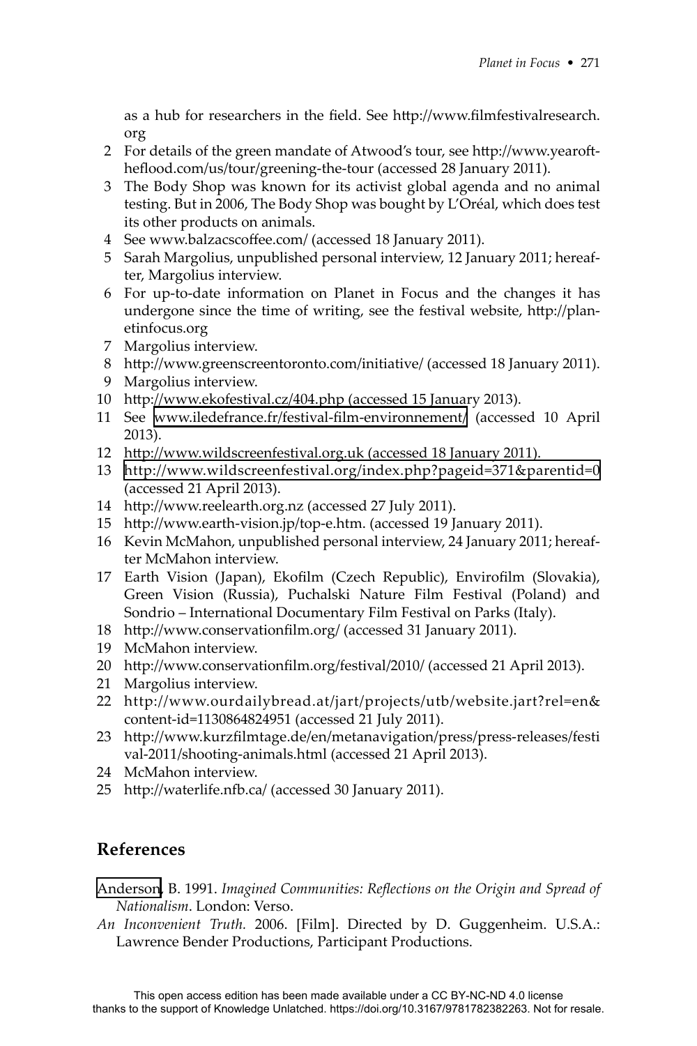as a hub for researchers in the field. See http://www.filmfestivalresearch.org

2. For details of the green mandate of Atwood's tour, see http://www.yearoftheflood.com/us/tour/greening-the-tour (accessed 28 January 2011).
3. The Body Shop was known for its activist global agenda and no animal testing. But in 2006, The Body Shop was bought by L'Oréal, which does test its other products on animals.
4. See www.balzacscoffee.com/ (accessed 18 January 2011).
5. Sarah Margolius, unpublished personal interview, 12 January 2011; hereafter, Margolius interview.
6. For up-to-date information on Planet in Focus and the changes it has undergone since the time of writing, see the festival website, http://planetinfocus.org
7. Margolius interview.
8. http://www.greenscreentoronto.com/initiative/ (accessed 18 January 2011).
9. Margolius interview.
10. http://www.ekofestival.cz/404.php (accessed 15 January 2013).
11. See www.iledefrance.fr/festival-film-environnement/ (accessed 10 April 2013).
12. http://www.wildscreenfestival.org.uk (accessed 18 January 2011).
13. http://www.wildscreenfestival.org/index.php?pageid=371&parentid=0 (accessed 21 April 2013).
14. http://www.reelearth.org.nz (accessed 27 July 2011).
15. http://www.earth-vision.jp/top-e.htm. (accessed 19 January 2011).
16. Kevin McMahon, unpublished personal interview, 24 January 2011; hereafter McMahon interview.
17. Earth Vision (Japan), Ekofilm (Czech Republic), Envirofilm (Slovakia), Green Vision (Russia), Puchalski Nature Film Festival (Poland) and Sondrio – International Documentary Film Festival on Parks (Italy).
18. http://www.conservationfilm.org/ (accessed 31 January 2011).
19. McMahon interview.
20. http://www.conservationfilm.org/festival/2010/ (accessed 21 April 2013).
21. Margolius interview.
22. http://www.ourdailybread.at/jart/projects/utb/website.jart?rel=en&content-id=1130864824951 (accessed 21 July 2011).
23. http://www.kurzfilmtage.de/en/metanavigation/press/press-releases/festival-2011/shooting-animals.html (accessed 21 April 2013).
24. McMahon interview.
25. http://waterlife.nfb.ca/ (accessed 30 January 2011).

## References

Anderson, B. 1991. *Imagined Communities: Reflections on the Origin and Spread of Nationalism*. London: Verso.

*An Inconvenient Truth*. 2006. [Film]. Directed by D. Guggenheim. U.S.A.: Lawrence Bender Productions, Participant Productions.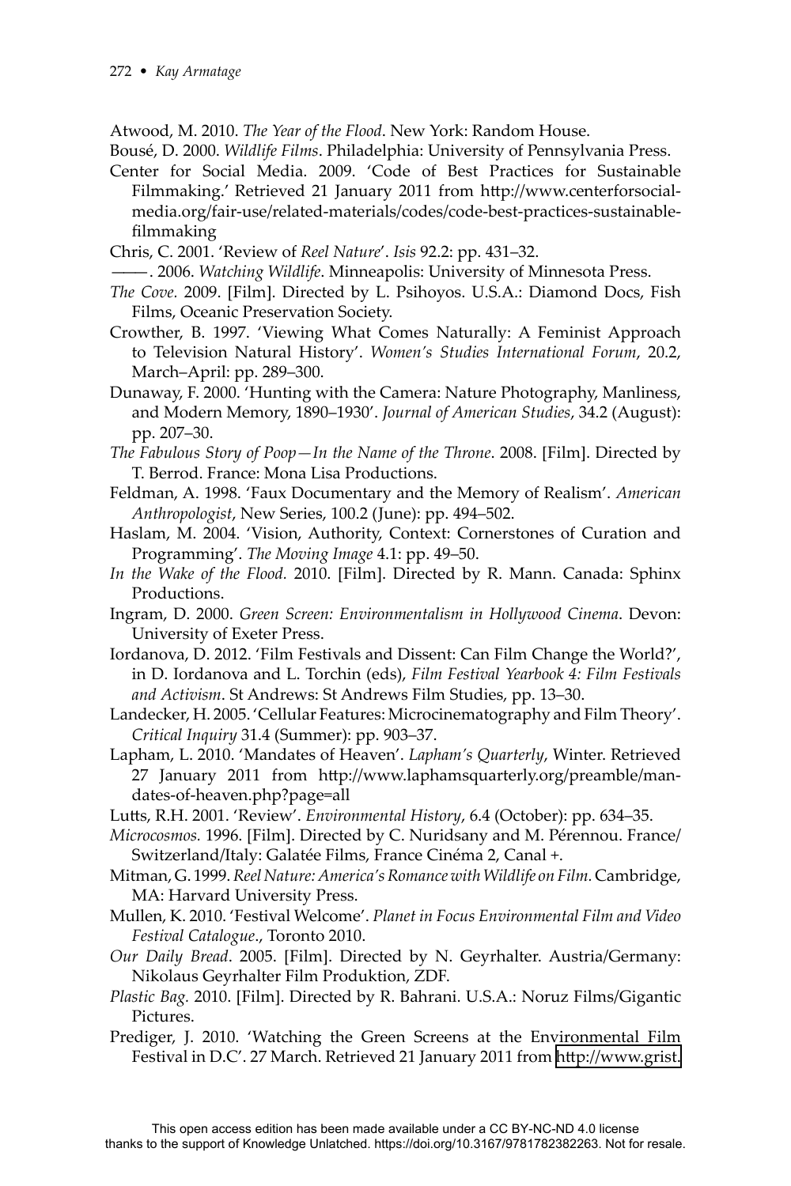Atwood, M. 2010. *The Year of the Flood*. New York: Random House.

Bousé, D. 2000. *Wildlife Films*. Philadelphia: University of Pennsylvania Press.

Center for Social Media. 2009. 'Code of Best Practices for Sustainable Filmmaking.' Retrieved 21 January 2011 from http://www.centerforsocialmedia.org/fair-use/related-materials/codes/code-best-practices-sustainable-filmmaking

Chris, C. 2001. 'Review of *Reel Nature*'. *Isis* 92.2: pp. 431–32.

———. 2006. *Watching Wildlife*. Minneapolis: University of Minnesota Press.

*The Cove*. 2009. [Film]. Directed by L. Psihoyos. U.S.A.: Diamond Docs, Fish Films, Oceanic Preservation Society.

Crowther, B. 1997. 'Viewing What Comes Naturally: A Feminist Approach to Television Natural History'. *Women's Studies International Forum*, 20.2, March–April: pp. 289–300.

Dunaway, F. 2000. 'Hunting with the Camera: Nature Photography, Manliness, and Modern Memory, 1890–1930'. *Journal of American Studies*, 34.2 (August): pp. 207–30.

*The Fabulous Story of Poop—In the Name of the Throne*. 2008. [Film]. Directed by T. Berrod. France: Mona Lisa Productions.

Feldman, A. 1998. 'Faux Documentary and the Memory of Realism'. *American Anthropologist*, New Series, 100.2 (June): pp. 494–502.

Haslam, M. 2004. 'Vision, Authority, Context: Cornerstones of Curation and Programming'. *The Moving Image* 4.1: pp. 49–50.

*In the Wake of the Flood*. 2010. [Film]. Directed by R. Mann. Canada: Sphinx Productions.

Ingram, D. 2000. *Green Screen: Environmentalism in Hollywood Cinema*. Devon: University of Exeter Press.

Iordanova, D. 2012. 'Film Festivals and Dissent: Can Film Change the World?', in D. Iordanova and L. Torchin (eds), *Film Festival Yearbook 4: Film Festivals and Activism*. St Andrews: St Andrews Film Studies, pp. 13–30.

Landecker, H. 2005. 'Cellular Features: Microcinematography and Film Theory'. *Critical Inquiry* 31.4 (Summer): pp. 903–37.

Lapham, L. 2010. 'Mandates of Heaven'. *Lapham's Quarterly*, Winter. Retrieved 27 January 2011 from http://www.laphamsquarterly.org/preamble/mandates-of-heaven.php?page=all

Lutts, R.H. 2001. 'Review'. *Environmental History*, 6.4 (October): pp. 634–35.

*Microcosmos*. 1996. [Film]. Directed by C. Nuridsany and M. Pérennou. France/Switzerland/Italy: Galatée Films, France Cinéma 2, Canal +.

Mitman, G. 1999. *Reel Nature: America's Romance with Wildlife on Film*. Cambridge, MA: Harvard University Press.

Mullen, K. 2010. 'Festival Welcome'. *Planet in Focus Environmental Film and Video Festival Catalogue*., Toronto 2010.

*Our Daily Bread*. 2005. [Film]. Directed by N. Geyrhalter. Austria/Germany: Nikolaus Geyrhalter Film Produktion, ZDF.

*Plastic Bag*. 2010. [Film]. Directed by R. Bahrani. U.S.A.: Noruz Films/Gigantic Pictures.

Prediger, J. 2010. 'Watching the Green Screens at the Environmental Film Festival in D.C'. 27 March. Retrieved 21 January 2011 from http://www.grist.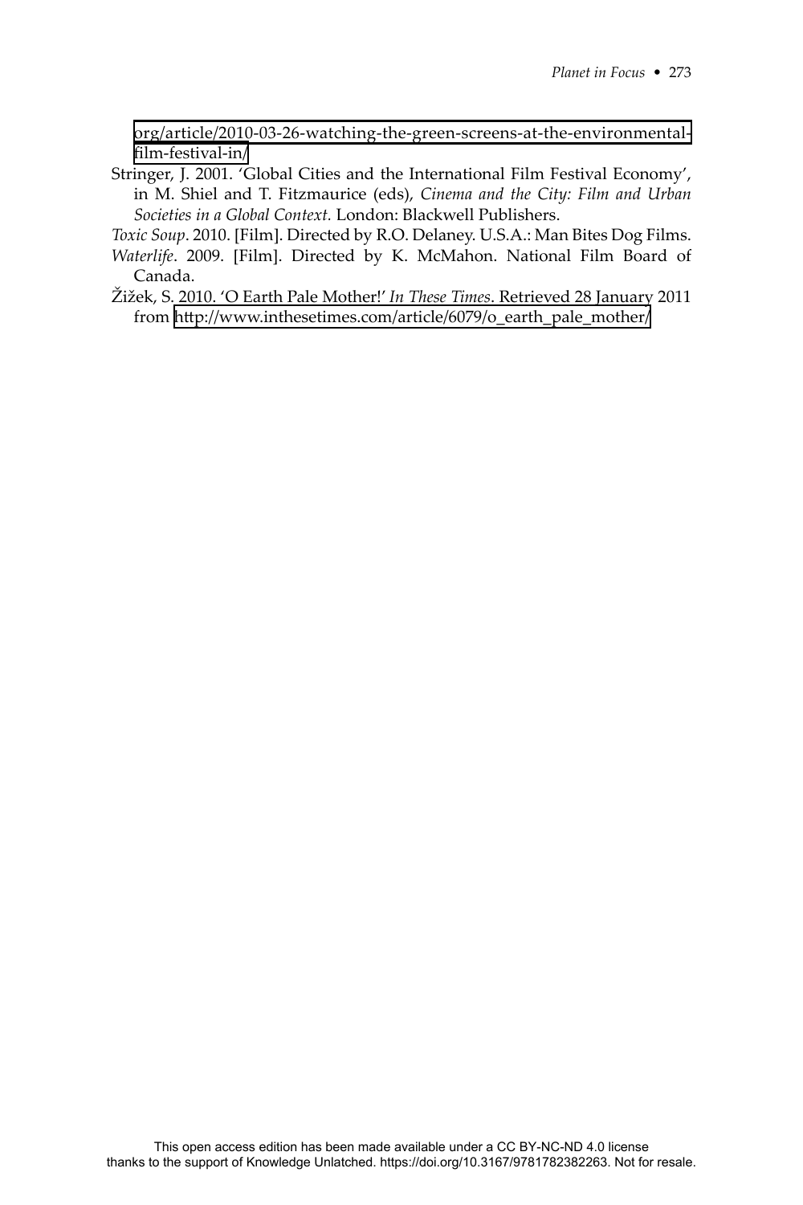org/article/2010-03-26-watching-the-green-screens-at-the-environmental-film-festival-in/

Stringer, J. 2001. 'Global Cities and the International Film Festival Economy', in M. Shiel and T. Fitzmaurice (eds), *Cinema and the City: Film and Urban Societies in a Global Context*. London: Blackwell Publishers.

*Toxic Soup*. 2010. [Film]. Directed by R.O. Delaney. U.S.A.: Man Bites Dog Films.

*Waterlife*. 2009. [Film]. Directed by K. McMahon. National Film Board of Canada.

Žižek, S. 2010. 'O Earth Pale Mother!' *In These Times*. Retrieved 28 January 2011 from http://www.inthesetimes.com/article/6079/o_earth_pale_mother/

This open access edition has been made available under a CC BY-NC-ND 4.0 license thanks to the support of Knowledge Unlatched. https://doi.org/10.3167/9781782382263. Not for resale.